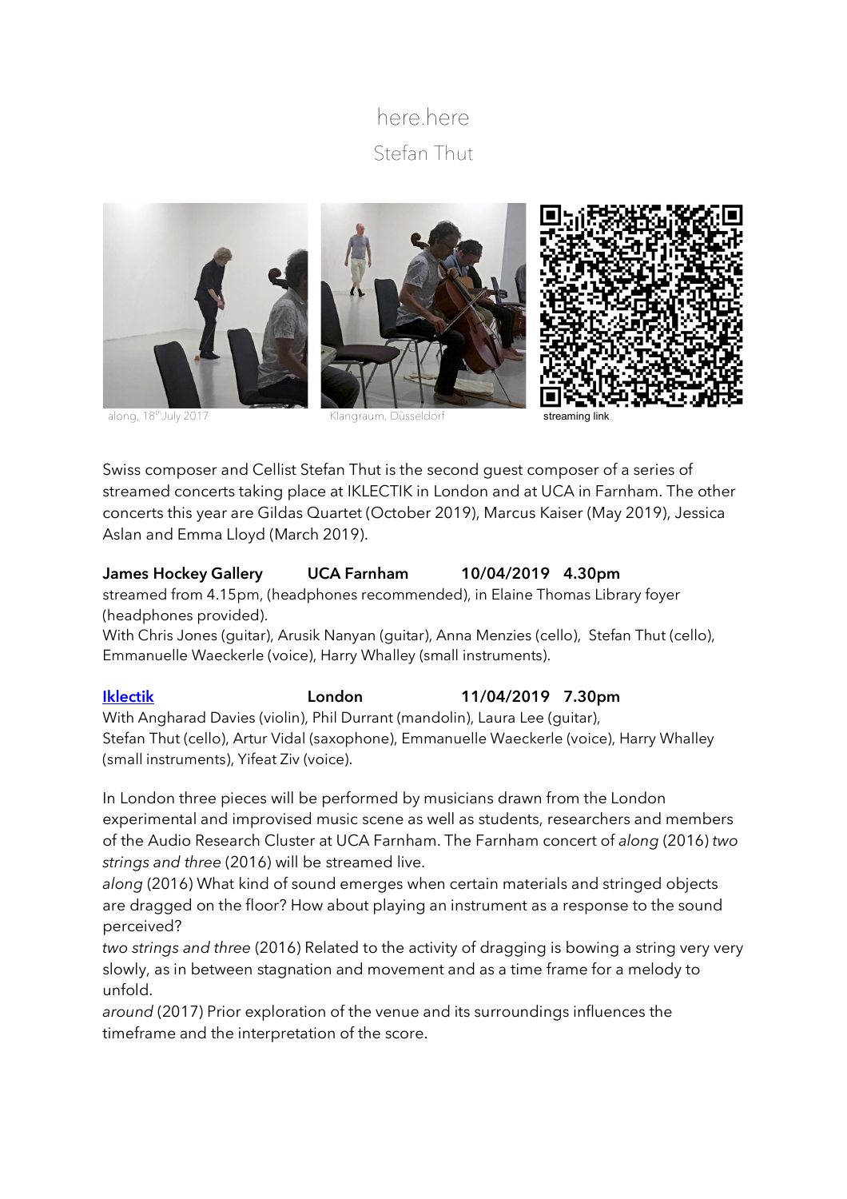# here.here

## Stefan Thut

along, 18th July 2017 | Klangraum, Düsseldorf | streaming link

Swiss composer and Cellist Stefan Thut is the second guest composer of a series of streamed concerts taking place at IKLECTIK in London and at UCA in Farnham. The other concerts this year are Gildas Quartet (October 2019), Marcus Kaiser (May 2019), Jessica Aslan and Emma Lloyd (March 2019).

**James Hockey Gallery UCA Farnham 10/04/2019 4.30pm**
streamed from 4.15pm, (headphones recommended), in Elaine Thomas Library foyer (headphones provided).
With Chris Jones (guitar), Arusik Nanyan (guitar), Anna Menzies (cello), Stefan Thut (cello), Emmanuelle Waeckerle (voice), Harry Whalley (small instruments).

**Iklectik London 11/04/2019 7.30pm**
With Angharad Davies (violin), Phil Durrant (mandolin), Laura Lee (guitar), Stefan Thut (cello), Artur Vidal (saxophone), Emmanuelle Waeckerle (voice), Harry Whalley (small instruments), Yifeat Ziv (voice).

In London three pieces will be performed by musicians drawn from the London experimental and improvised music scene as well as students, researchers and members of the Audio Research Cluster at UCA Farnham. The Farnham concert of *along* (2016) *two strings and three* (2016) will be streamed live.

*along* (2016) What kind of sound emerges when certain materials and stringed objects are dragged on the floor? How about playing an instrument as a response to the sound perceived?

*two strings and three* (2016) Related to the activity of dragging is bowing a string very very slowly, as in between stagnation and movement and as a time frame for a melody to unfold.

*around* (2017) Prior exploration of the venue and its surroundings influences the timeframe and the interpretation of the score.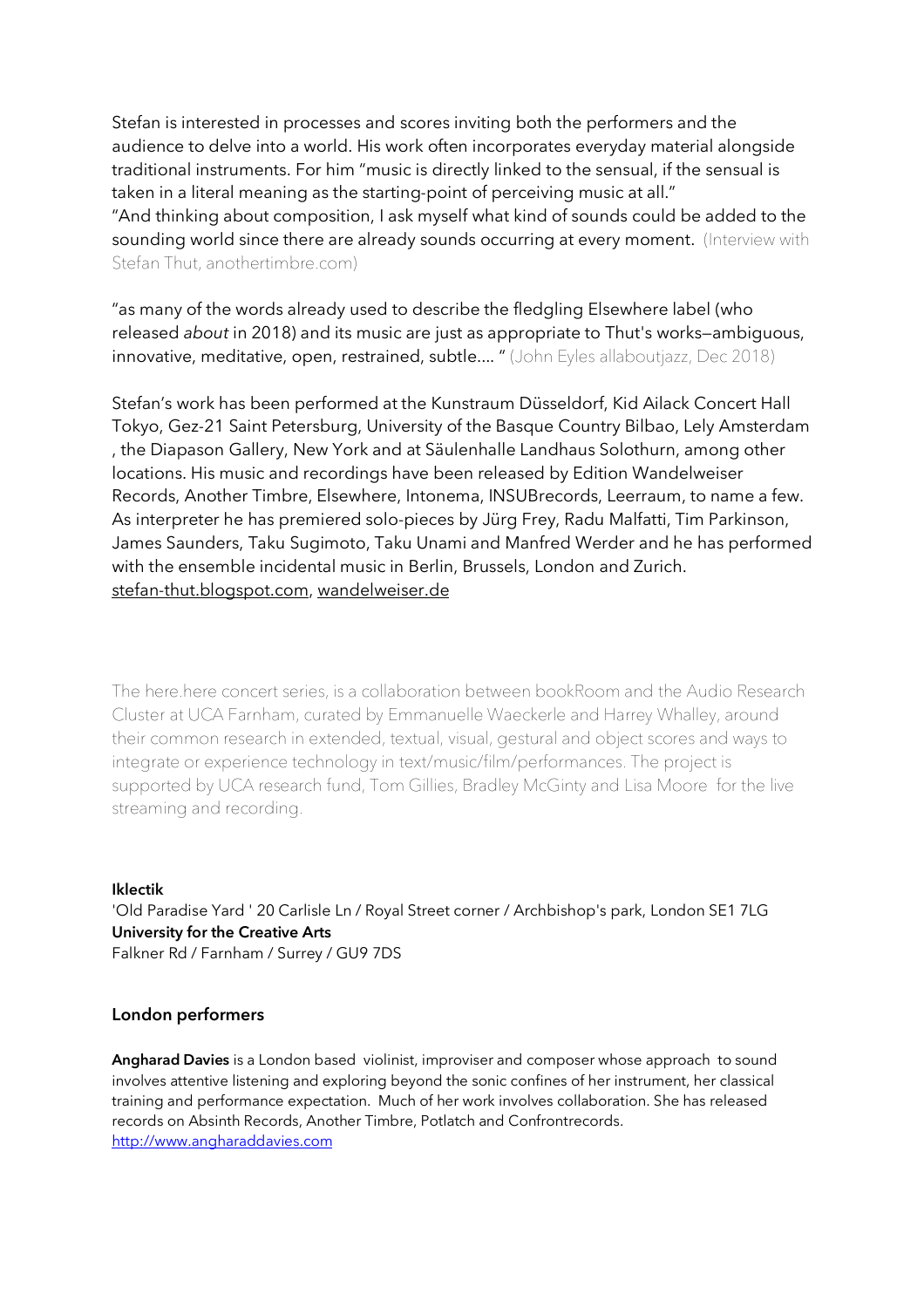Stefan is interested in processes and scores inviting both the performers and the audience to delve into a world. His work often incorporates everyday material alongside traditional instruments. For him "music is directly linked to the sensual, if the sensual is taken in a literal meaning as the starting-point of perceiving music at all."
"And thinking about composition, I ask myself what kind of sounds could be added to the sounding world since there are already sounds occurring at every moment. (Interview with Stefan Thut, anothertimbre.com)

"as many of the words already used to describe the fledgling Elsewhere label (who released *about* in 2018) and its music are just as appropriate to Thut's works—ambiguous, innovative, meditative, open, restrained, subtle.... " (John Eyles allaboutjazz, Dec 2018)

Stefan's work has been performed at the Kunstraum Düsseldorf, Kid Ailack Concert Hall Tokyo, Gez-21 Saint Petersburg, University of the Basque Country Bilbao, Lely Amsterdam , the Diapason Gallery, New York and at Säulenhalle Landhaus Solothurn, among other locations. His music and recordings have been released by Edition Wandelweiser Records, Another Timbre, Elsewhere, Intonema, INSUBrecords, Leerraum, to name a few. As interpreter he has premiered solo-pieces by Jürg Frey, Radu Malfatti, Tim Parkinson, James Saunders, Taku Sugimoto, Taku Unami and Manfred Werder and he has performed with the ensemble incidental music in Berlin, Brussels, London and Zurich.
stefan-thut.blogspot.com, wandelweiser.de

The here.here concert series, is a collaboration between bookRoom and the Audio Research Cluster at UCA Farnham, curated by Emmanuelle Waeckerle and Harrey Whalley, around their common research in extended, textual, visual, gestural and object scores and ways to integrate or experience technology in text/music/film/performances. The project is supported by UCA research fund, Tom Gillies, Bradley McGinty and Lisa Moore for the live streaming and recording.

**Iklectik**
'Old Paradise Yard ' 20 Carlisle Ln / Royal Street corner / Archbishop's park, London SE1 7LG
**University for the Creative Arts**
Falkner Rd / Farnham / Surrey / GU9 7DS

## London performers

**Angharad Davies** is a London based violinist, improviser and composer whose approach to sound involves attentive listening and exploring beyond the sonic confines of her instrument, her classical training and performance expectation. Much of her work involves collaboration. She has released records on Absinth Records, Another Timbre, Potlatch and Confrontrecords.
http://www.angharaddavies.com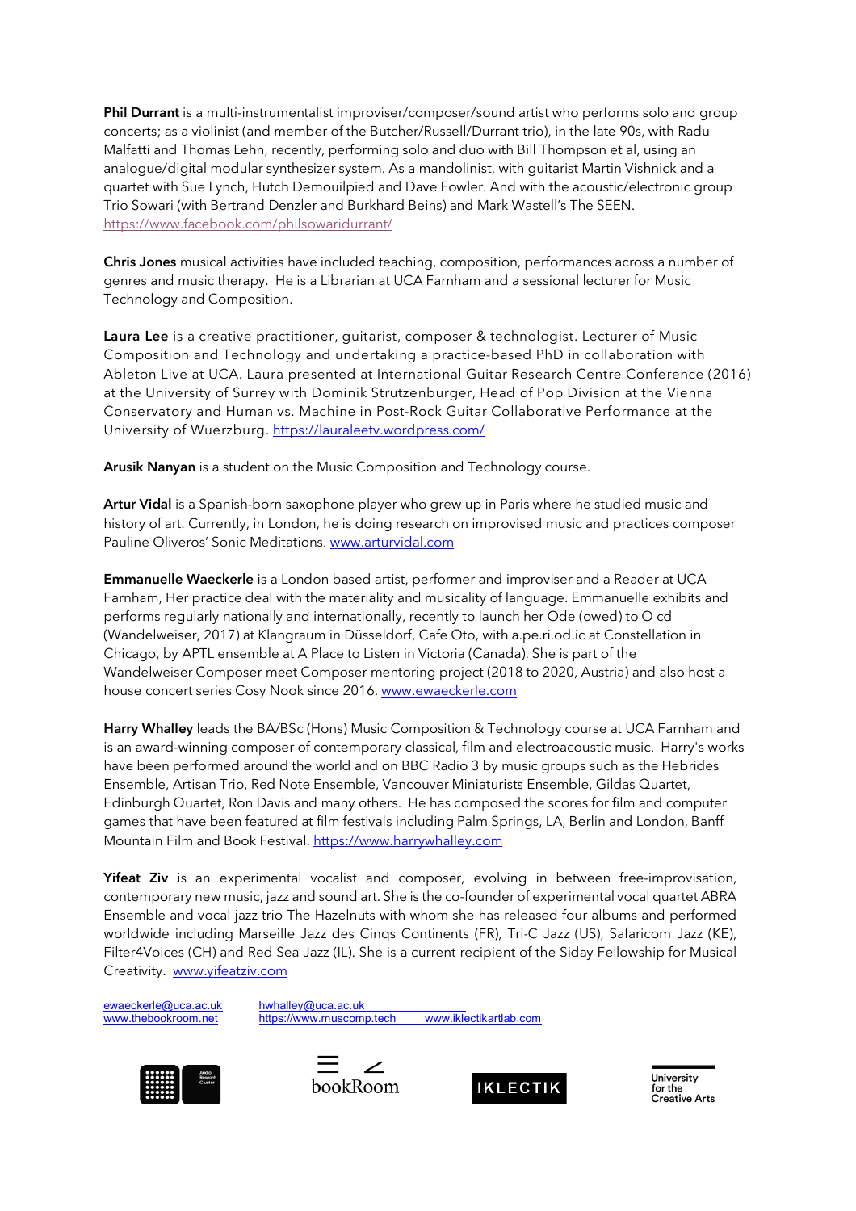**Phil Durrant** is a multi-instrumentalist improviser/composer/sound artist who performs solo and group concerts; as a violinist (and member of the Butcher/Russell/Durrant trio), in the late 90s, with Radu Malfatti and Thomas Lehn, recently, performing solo and duo with Bill Thompson et al, using an analogue/digital modular synthesizer system. As a mandolinist, with guitarist Martin Vishnick and a quartet with Sue Lynch, Hutch Demouilpied and Dave Fowler. And with the acoustic/electronic group Trio Sowari (with Bertrand Denzler and Burkhard Beins) and Mark Wastell's The SEEN. https://www.facebook.com/philsowaridurrant/

**Chris Jones** musical activities have included teaching, composition, performances across a number of genres and music therapy. He is a Librarian at UCA Farnham and a sessional lecturer for Music Technology and Composition.

**Laura Lee** is a creative practitioner, guitarist, composer & technologist. Lecturer of Music Composition and Technology and undertaking a practice-based PhD in collaboration with Ableton Live at UCA. Laura presented at International Guitar Research Centre Conference (2016) at the University of Surrey with Dominik Strutzenburger, Head of Pop Division at the Vienna Conservatory and Human vs. Machine in Post-Rock Guitar Collaborative Performance at the University of Wuerzburg. https://lauraleetv.wordpress.com/

**Arusik Nanyan** is a student on the Music Composition and Technology course.

**Artur Vidal** is a Spanish-born saxophone player who grew up in Paris where he studied music and history of art. Currently, in London, he is doing research on improvised music and practices composer Pauline Oliveros' Sonic Meditations. www.arturvidal.com

**Emmanuelle Waeckerle** is a London based artist, performer and improviser and a Reader at UCA Farnham, Her practice deal with the materiality and musicality of language. Emmanuelle exhibits and performs regularly nationally and internationally, recently to launch her Ode (owed) to O cd (Wandelweiser, 2017) at Klangraum in Düsseldorf, Cafe Oto, with a.pe.ri.od.ic at Constellation in Chicago, by APTL ensemble at A Place to Listen in Victoria (Canada). She is part of the Wandelweiser Composer meet Composer mentoring project (2018 to 2020, Austria) and also host a house concert series Cosy Nook since 2016. www.ewaeckerle.com

**Harry Whalley** leads the BA/BSc (Hons) Music Composition & Technology course at UCA Farnham and is an award-winning composer of contemporary classical, film and electroacoustic music. Harry's works have been performed around the world and on BBC Radio 3 by music groups such as the Hebrides Ensemble, Artisan Trio, Red Note Ensemble, Vancouver Miniaturists Ensemble, Gildas Quartet, Edinburgh Quartet, Ron Davis and many others. He has composed the scores for film and computer games that have been featured at film festivals including Palm Springs, LA, Berlin and London, Banff Mountain Film and Book Festival. https://www.harrywhalley.com

**Yifeat Ziv** is an experimental vocalist and composer, evolving in between free-improvisation, contemporary new music, jazz and sound art. She is the co-founder of experimental vocal quartet ABRA Ensemble and vocal jazz trio The Hazelnuts with whom she has released four albums and performed worldwide including Marseille Jazz des Cinqs Continents (FR), Tri-C Jazz (US), Safaricom Jazz (KE), Filter4Voices (CH) and Red Sea Jazz (IL). She is a current recipient of the Siday Fellowship for Musical Creativity. www.yifeatziv.com

ewaeckerle@uca.ac.uk
www.thebookroom.net

hwhalley@uca.ac.uk
https://www.muscomp.tech

www.iklectikartlab.com

Audio Research Cluster

bookRoom

IKLECTIK

University for the Creative Arts